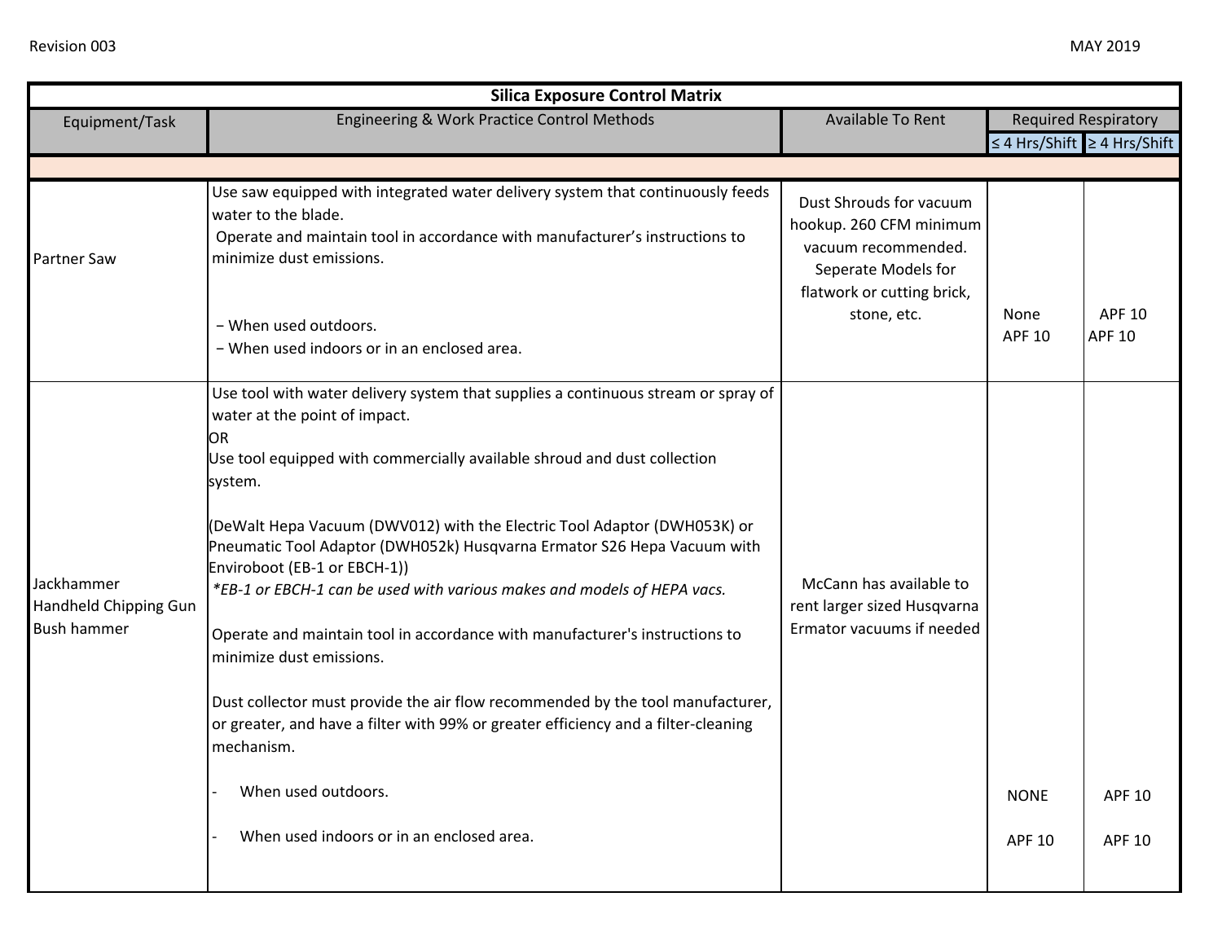Revision 003

MAY 2019

| Silica Exposure Control Matrix | | | | |
|---|---|---|---|---|
| Equipment/Task | Engineering & Work Practice Control Methods | Available To Rent | Required Respiratory | |
| | | | ≤ 4 Hrs/Shift | ≥ 4 Hrs/Shift |
| | | | | |
| Partner Saw | Use saw equipped with integrated water delivery system that continuously feeds water to the blade.<br>Operate and maintain tool in accordance with manufacturer's instructions to minimize dust emissions.<br><br>− When used outdoors.<br>− When used indoors or in an enclosed area. | Dust Shrouds for vacuum hookup. 260 CFM minimum vacuum recommended. Seperate Models for flatwork or cutting brick, stone, etc. | None<br>APF 10 | APF 10<br>APF 10 |
| Jackhammer<br>Handheld Chipping Gun<br>Bush hammer | Use tool with water delivery system that supplies a continuous stream or spray of water at the point of impact.<br>OR<br>Use tool equipped with commercially available shroud and dust collection system.<br><br>(DeWalt Hepa Vacuum (DWV012) with the Electric Tool Adaptor (DWH053K) or Pneumatic Tool Adaptor (DWH052k) Husqvarna Ermator S26 Hepa Vacuum with Enviroboot (EB-1 or EBCH-1))<br>*\*EB-1 or EBCH-1 can be used with various makes and models of HEPA vacs.*<br><br>Operate and maintain tool in accordance with manufacturer's instructions to minimize dust emissions.<br><br>Dust collector must provide the air flow recommended by the tool manufacturer, or greater, and have a filter with 99% or greater efficiency and a filter-cleaning mechanism.<br><br>- When used outdoors.<br><br>- When used indoors or in an enclosed area. | McCann has available to rent larger sized Husqvarna Ermator vacuums if needed | NONE<br><br>APF 10 | APF 10<br><br>APF 10 |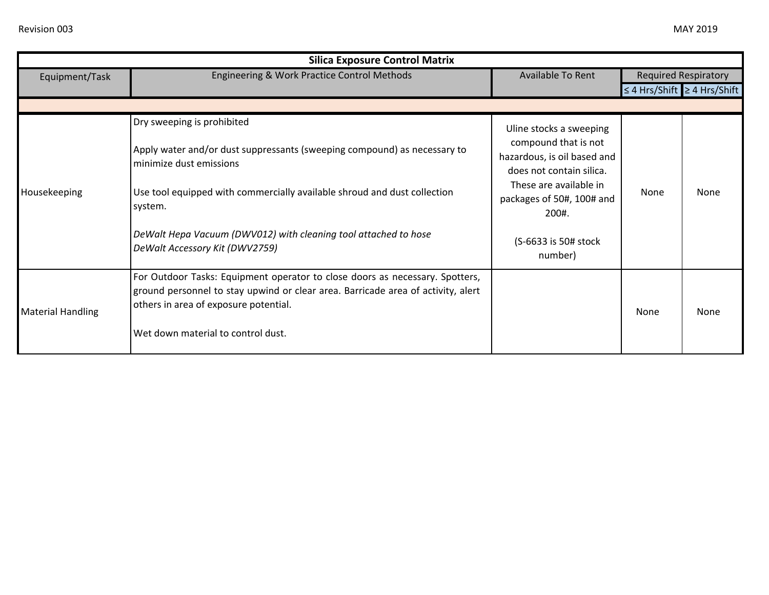| Silica Exposure Control Matrix | | | | |
|---|---|---|---|---|
| Equipment/Task | Engineering & Work Practice Control Methods | Available To Rent | Required Respiratory | |
| | | | ≤ 4 Hrs/Shift | ≥ 4 Hrs/Shift |
| | | | | |
| Housekeeping | Dry sweeping is prohibited<br><br>Apply water and/or dust suppressants (sweeping compound) as necessary to minimize dust emissions<br><br>Use tool equipped with commercially available shroud and dust collection system.<br><br>*DeWalt Hepa Vacuum (DWV012) with cleaning tool attached to hose*<br>*DeWalt Accessory Kit (DWV2759)* | Uline stocks a sweeping compound that is not hazardous, is oil based and does not contain silica. These are available in packages of 50#, 100# and 200#.<br><br>(S-6633 is 50# stock number) | None | None |
| Material Handling | For Outdoor Tasks: Equipment operator to close doors as necessary. Spotters, ground personnel to stay upwind or clear area. Barricade area of activity, alert others in area of exposure potential.<br><br>Wet down material to control dust. | | None | None |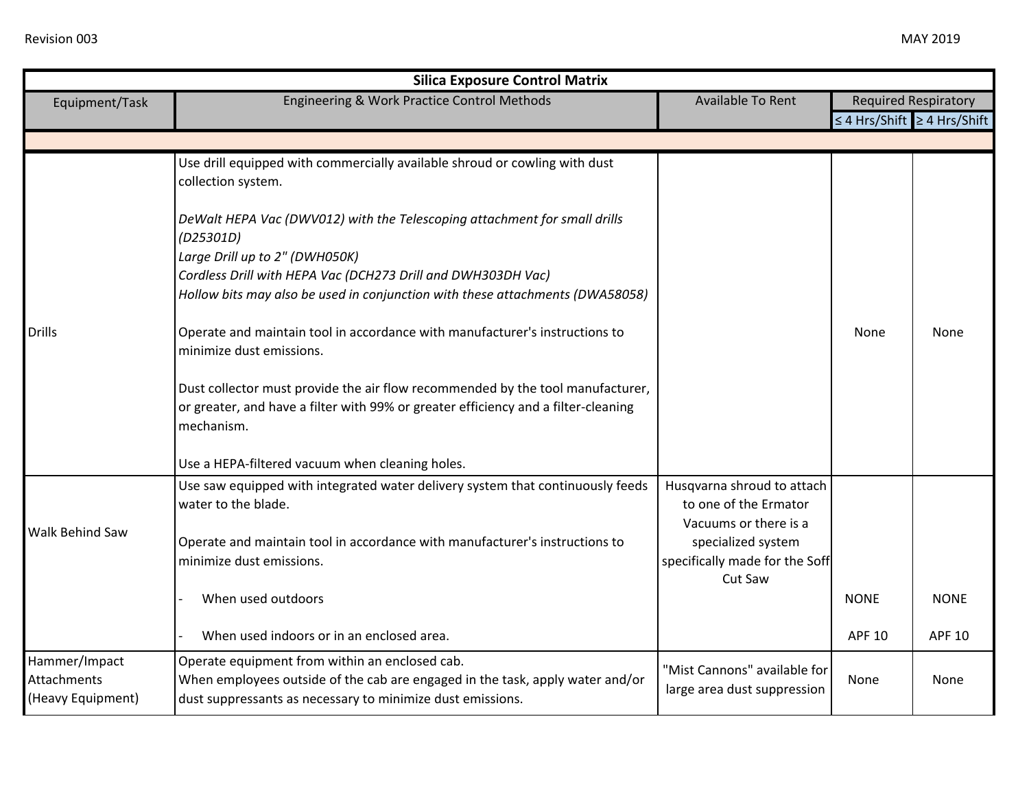| Silica Exposure Control Matrix | | | | |
|---|---|---|---|---|
| Equipment/Task | Engineering & Work Practice Control Methods | Available To Rent | Required Respiratory | |
| | | | ≤ 4 Hrs/Shift | ≥ 4 Hrs/Shift |
| | | | | |
| Drills | Use drill equipped with commercially available shroud or cowling with dust collection system.<br><br>*DeWalt HEPA Vac (DWV012) with the Telescoping attachment for small drills (D25301D)*<br>*Large Drill up to 2" (DWH050K)*<br>*Cordless Drill with HEPA Vac (DCH273 Drill and DWH303DH Vac)*<br>*Hollow bits may also be used in conjunction with these attachments (DWA58058)*<br><br>Operate and maintain tool in accordance with manufacturer's instructions to minimize dust emissions.<br><br>Dust collector must provide the air flow recommended by the tool manufacturer, or greater, and have a filter with 99% or greater efficiency and a filter-cleaning mechanism.<br><br>Use a HEPA-filtered vacuum when cleaning holes. | | None | None |
| Walk Behind Saw | Use saw equipped with integrated water delivery system that continuously feeds water to the blade.<br><br>Operate and maintain tool in accordance with manufacturer's instructions to minimize dust emissions.<br><br>- When used outdoors<br><br>- When used indoors or in an enclosed area. | Husqvarna shroud to attach to one of the Ermator Vacuums or there is a specialized system specifically made for the Soff Cut Saw | NONE<br><br>APF 10 | NONE<br><br>APF 10 |
| Hammer/Impact Attachments (Heavy Equipment) | Operate equipment from within an enclosed cab.<br>When employees outside of the cab are engaged in the task, apply water and/or dust suppressants as necessary to minimize dust emissions. | "Mist Cannons" available for large area dust suppression | None | None |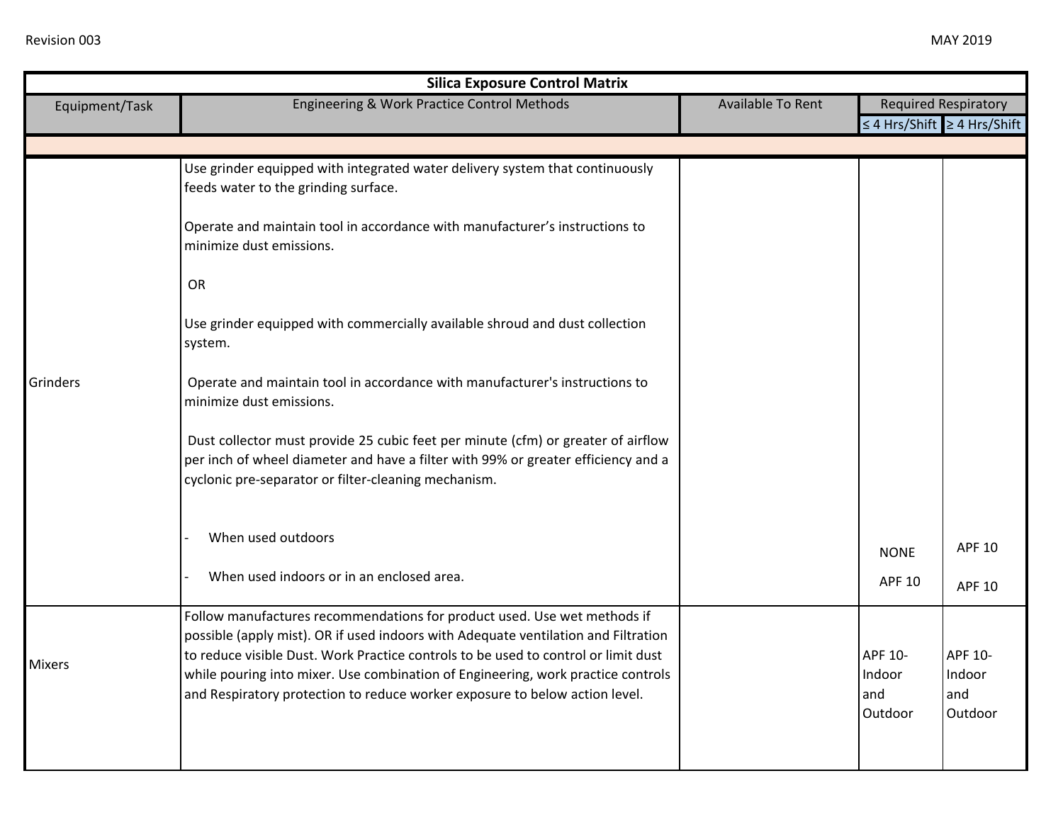| Silica Exposure Control Matrix | | | | |
|---|---|---|---|---|
| Equipment/Task | Engineering & Work Practice Control Methods | Available To Rent | Required Respiratory | |
| | | | ≤ 4 Hrs/Shift | ≥ 4 Hrs/Shift |
| | | | | |
| Grinders | Use grinder equipped with integrated water delivery system that continuously feeds water to the grinding surface.<br><br>Operate and maintain tool in accordance with manufacturer's instructions to minimize dust emissions.<br><br>OR<br><br>Use grinder equipped with commercially available shroud and dust collection system.<br><br>Operate and maintain tool in accordance with manufacturer's instructions to minimize dust emissions.<br><br>Dust collector must provide 25 cubic feet per minute (cfm) or greater of airflow per inch of wheel diameter and have a filter with 99% or greater efficiency and a cyclonic pre-separator or filter-cleaning mechanism.<br><br>- When used outdoors<br><br>- When used indoors or in an enclosed area. | | NONE<br><br>APF 10 | APF 10<br><br>APF 10 |
| Mixers | Follow manufactures recommendations for product used. Use wet methods if possible (apply mist). OR if used indoors with Adequate ventilation and Filtration to reduce visible Dust. Work Practice controls to be used to control or limit dust while pouring into mixer. Use combination of Engineering, work practice controls and Respiratory protection to reduce worker exposure to below action level. | | APF 10- Indoor and Outdoor | APF 10- Indoor and Outdoor |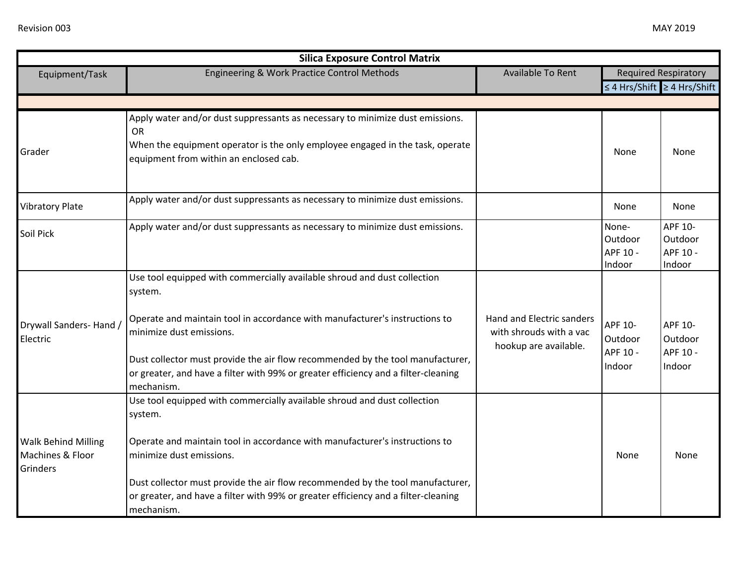| Silica Exposure Control Matrix | | | | |
|---|---|---|---|---|
| Equipment/Task | Engineering & Work Practice Control Methods | Available To Rent | Required Respiratory | |
| | | | ≤ 4 Hrs/Shift | ≥ 4 Hrs/Shift |
| | | | | |
| Grader | Apply water and/or dust suppressants as necessary to minimize dust emissions.<br>OR<br>When the equipment operator is the only employee engaged in the task, operate equipment from within an enclosed cab. | | None | None |
| Vibratory Plate | Apply water and/or dust suppressants as necessary to minimize dust emissions. | | None | None |
| Soil Pick | Apply water and/or dust suppressants as necessary to minimize dust emissions. | | None- Outdoor<br>APF 10 - Indoor | APF 10- Outdoor<br>APF 10 - Indoor |
| Drywall Sanders- Hand / Electric | Use tool equipped with commercially available shroud and dust collection system.<br><br>Operate and maintain tool in accordance with manufacturer's instructions to minimize dust emissions.<br><br>Dust collector must provide the air flow recommended by the tool manufacturer, or greater, and have a filter with 99% or greater efficiency and a filter-cleaning mechanism. | Hand and Electric sanders with shrouds with a vac hookup are available. | APF 10- Outdoor<br>APF 10 - Indoor | APF 10- Outdoor<br>APF 10 - Indoor |
| Walk Behind Milling Machines & Floor Grinders | Use tool equipped with commercially available shroud and dust collection system.<br><br>Operate and maintain tool in accordance with manufacturer's instructions to minimize dust emissions.<br><br>Dust collector must provide the air flow recommended by the tool manufacturer, or greater, and have a filter with 99% or greater efficiency and a filter-cleaning mechanism. | | None | None |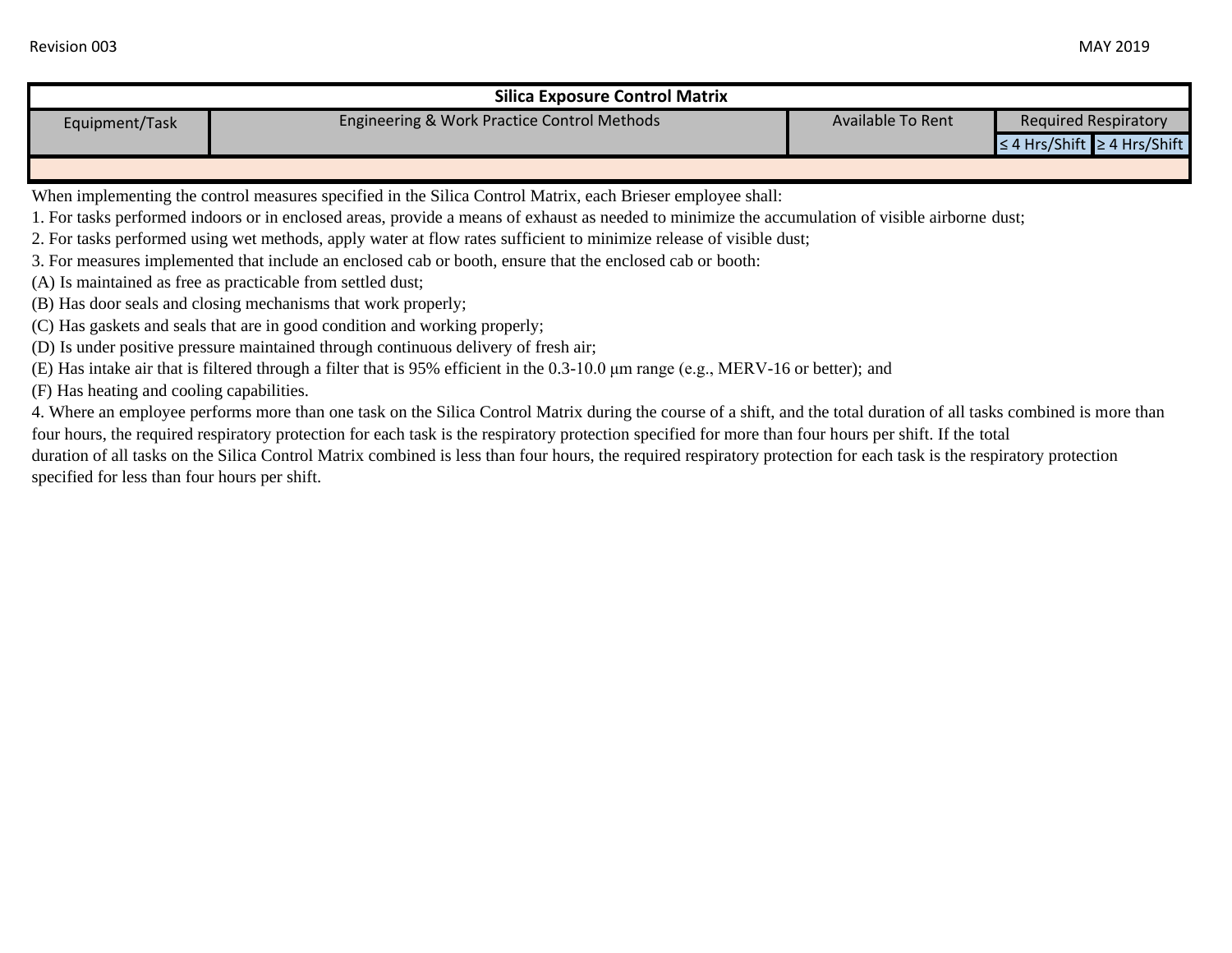| Silica Exposure Control Matrix | | | | |
|---|---|---|---|---|
| Equipment/Task | Engineering & Work Practice Control Methods | Available To Rent | Required Respiratory | |
| | | | ≤ 4 Hrs/Shift | ≥ 4 Hrs/Shift |
| | | | | |

When implementing the control measures specified in the Silica Control Matrix, each Brieser employee shall:

1. For tasks performed indoors or in enclosed areas, provide a means of exhaust as needed to minimize the accumulation of visible airborne dust;
2. For tasks performed using wet methods, apply water at flow rates sufficient to minimize release of visible dust;
3. For measures implemented that include an enclosed cab or booth, ensure that the enclosed cab or booth:

(A) Is maintained as free as practicable from settled dust;

(B) Has door seals and closing mechanisms that work properly;

(C) Has gaskets and seals that are in good condition and working properly;

(D) Is under positive pressure maintained through continuous delivery of fresh air;

(E) Has intake air that is filtered through a filter that is 95% efficient in the 0.3-10.0 μm range (e.g., MERV-16 or better); and

(F) Has heating and cooling capabilities.

4. Where an employee performs more than one task on the Silica Control Matrix during the course of a shift, and the total duration of all tasks combined is more than four hours, the required respiratory protection for each task is the respiratory protection specified for more than four hours per shift. If the total duration of all tasks on the Silica Control Matrix combined is less than four hours, the required respiratory protection for each task is the respiratory protection specified for less than four hours per shift.